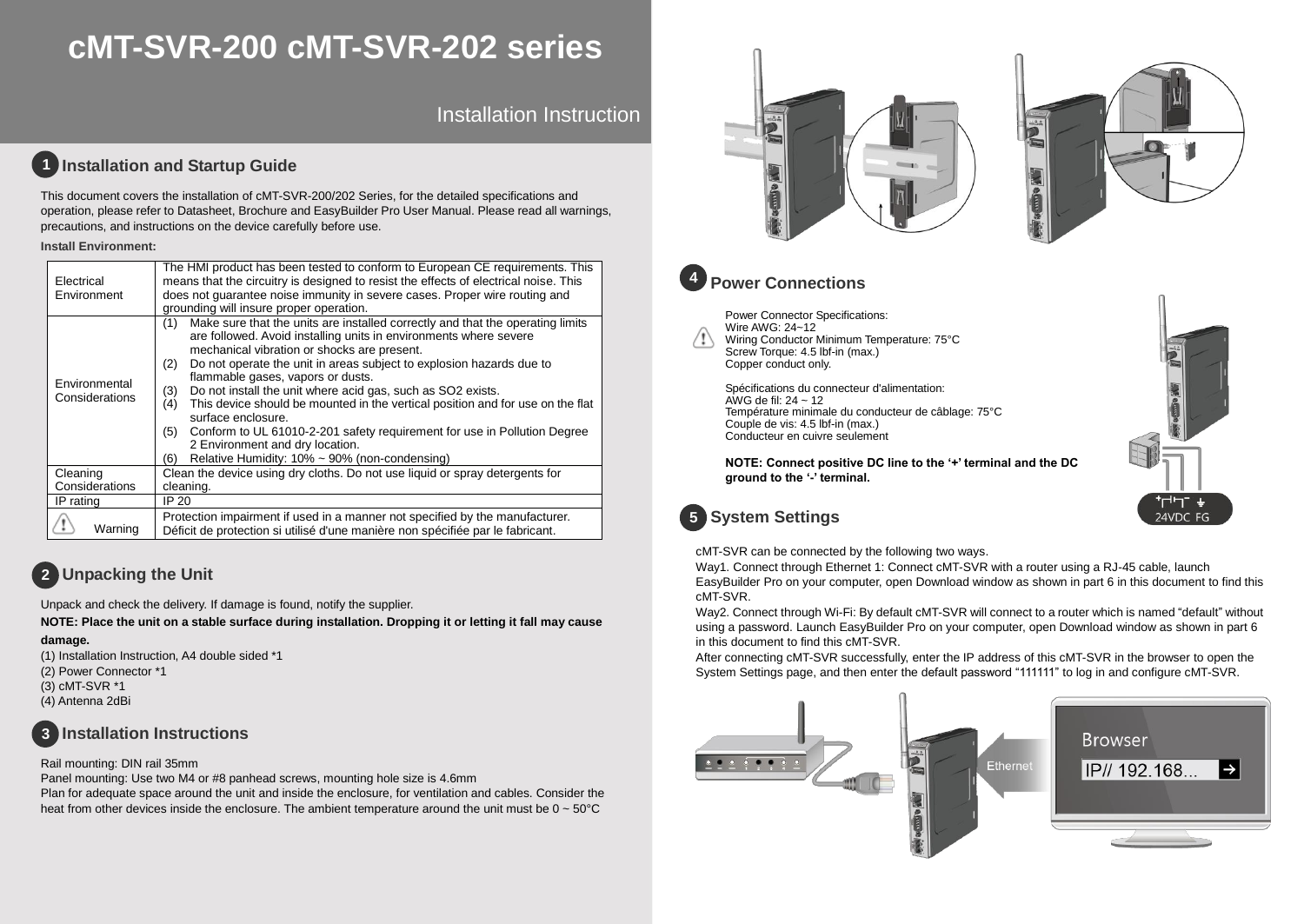# cMT-SVR-200 cMT-SVR-202 series

Installation Instruction

## 1 Installation and Startup Guide

This document covers the installation of cMT-SVR-200/202 Series, for the detailed specifications and operation, please refer to Datasheet, Brochure and EasyBuilder Pro User Manual. Please read all warnings, precautions, and instructions on the device carefully before use.

**Install Environment:**

| | |
|---|---|
| Electrical Environment | The HMI product has been tested to conform to European CE requirements. This means that the circuitry is designed to resist the effects of electrical noise. This does not guarantee noise immunity in severe cases. Proper wire routing and grounding will insure proper operation. |
| Environmental Considerations | (1) Make sure that the units are installed correctly and that the operating limits are followed. Avoid installing units in environments where severe mechanical vibration or shocks are present.<br>(2) Do not operate the unit in areas subject to explosion hazards due to flammable gases, vapors or dusts.<br>(3) Do not install the unit where acid gas, such as SO2 exists.<br>(4) This device should be mounted in the vertical position and for use on the flat surface enclosure.<br>(5) Conform to UL 61010-2-201 safety requirement for use in Pollution Degree 2 Environment and dry location.<br>(6) Relative Humidity: 10% ~ 90% (non-condensing) |
| Cleaning Considerations | Clean the device using dry cloths. Do not use liquid or spray detergents for cleaning. |
| IP rating | IP 20 |
| Warning | Protection impairment if used in a manner not specified by the manufacturer.<br>Déficit de protection si utilisé d'une manière non spécifiée par le fabricant. |

## 2 Unpacking the Unit

Unpack and check the delivery. If damage is found, notify the supplier.

**NOTE: Place the unit on a stable surface during installation. Dropping it or letting it fall may cause damage.**

(1) Installation Instruction, A4 double sided *1
(2) Power Connector *1
(3) cMT-SVR *1
(4) Antenna 2dBi

## 3 Installation Instructions

Rail mounting: DIN rail 35mm
Panel mounting: Use two M4 or #8 panhead screws, mounting hole size is 4.6mm
Plan for adequate space around the unit and inside the enclosure, for ventilation and cables. Consider the heat from other devices inside the enclosure. The ambient temperature around the unit must be 0 ~ 50°C

## 4 Power Connections

Power Connector Specifications:
Wire AWG: 24~12
Wiring Conductor Minimum Temperature: 75°C
Screw Torque: 4.5 lbf-in (max.)
Copper conduct only.

Spécifications du connecteur d'alimentation:
AWG de fil: 24 ~ 12
Température minimale du conducteur de câblage: 75°C
Couple de vis: 4.5 lbf-in (max.)
Conducteur en cuivre seulement

**NOTE: Connect positive DC line to the '+' terminal and the DC ground to the '-' terminal.**

24VDC FG

## 5 System Settings

cMT-SVR can be connected by the following two ways.

Way1. Connect through Ethernet 1: Connect cMT-SVR with a router using a RJ-45 cable, launch EasyBuilder Pro on your computer, open Download window as shown in part 6 in this document to find this cMT-SVR.

Way2. Connect through Wi-Fi: By default cMT-SVR will connect to a router which is named "default" without using a password. Launch EasyBuilder Pro on your computer, open Download window as shown in part 6 in this document to find this cMT-SVR.

After connecting cMT-SVR successfully, enter the IP address of this cMT-SVR in the browser to open the System Settings page, and then enter the default password "111111" to log in and configure cMT-SVR.

Ethernet

Browser

IP// 192.168...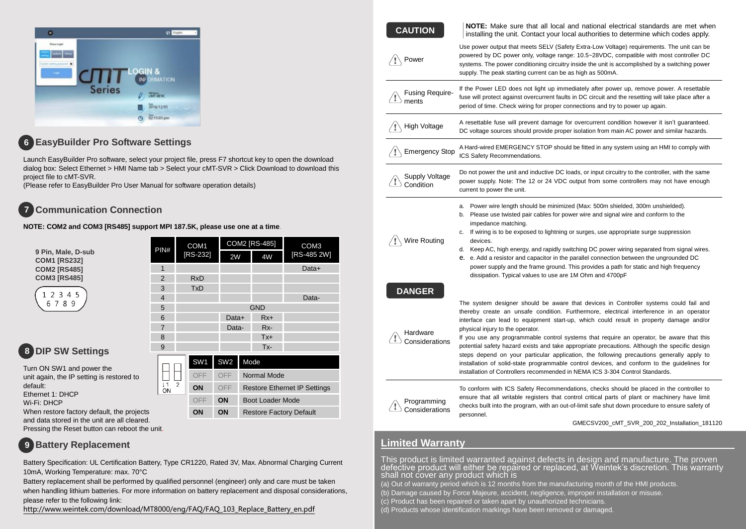## 6 EasyBuilder Pro Software Settings

Launch EasyBuilder Pro software, select your project file, press F7 shortcut key to open the download dialog box: Select Ethernet > HMI Name tab > Select your cMT-SVR > Click Download to download this project file to cMT-SVR.
(Please refer to EasyBuilder Pro User Manual for software operation details)

## 7 Communication Connection

**NOTE: COM2 and COM3 [RS485] support MPI 187.5K, please use one at a time.**

**9 Pin, Male, D-sub**
**COM1 [RS232]**
**COM2 [RS485]**
**COM3 [RS485]**

1 2 3 4 5
6 7 8 9

| PIN# | COM1 [RS-232] | COM2 [RS-485] | | COM3 [RS-485 2W] |
|---|---|---|---|---|
| | | 2W | 4W | |
| 1 | | | | Data+ |
| 2 | RxD | | | |
| 3 | TxD | | | |
| 4 | | | | Data- |
| 5 | GND | | | |
| 6 | | Data+ | Rx+ | |
| 7 | | Data- | Rx- | |
| 8 | | | Tx+ | |
| 9 | | | Tx- | |

## 8 DIP SW Settings

Turn ON SW1 and power the unit again, the IP setting is restored to default:
Ethernet 1: DHCP
Wi-Fi: DHCP
When restore factory default, the projects and data stored in the unit are all cleared.
Pressing the Reset button can reboot the unit.

| SW1 | SW2 | Mode |
|---|---|---|
| OFF | OFF | Normal Mode |
| **ON** | OFF | Restore Ethernet IP Settings |
| OFF | **ON** | Boot Loader Mode |
| **ON** | **ON** | Restore Factory Default |

## 9 Battery Replacement

Battery Specification: UL Certification Battery, Type CR1220, Rated 3V, Max. Abnormal Charging Current 10mA, Working Temperature: max. 70°C
Battery replacement shall be performed by qualified personnel (engineer) only and care must be taken when handling lithium batteries. For more information on battery replacement and disposal considerations, please refer to the following link:
http://www.weintek.com/download/MT8000/eng/FAQ/FAQ_103_Replace_Battery_en.pdf

**CAUTION**

**NOTE:** Make sure that all local and national electrical standards are met when installing the unit. Contact your local authorities to determine which codes apply.

| | |
|---|---|
| Power | Use power output that meets SELV (Safety Extra-Low Voltage) requirements. The unit can be powered by DC power only, voltage range: 10.5~28VDC, compatible with most controller DC systems. The power conditioning circuitry inside the unit is accomplished by a switching power supply. The peak starting current can be as high as 500mA. |
| Fusing Requirements | If the Power LED does not light up immediately after power up, remove power. A resettable fuse will protect against overcurrent faults in DC circuit and the resetting will take place after a period of time. Check wiring for proper connections and try to power up again. |
| High Voltage | A resettable fuse will prevent damage for overcurrent condition however it isn't guaranteed. DC voltage sources should provide proper isolation from main AC power and similar hazards. |
| Emergency Stop | A Hard-wired EMERGENCY STOP should be fitted in any system using an HMI to comply with ICS Safety Recommendations. |
| Supply Voltage Condition | Do not power the unit and inductive DC loads, or input circuitry to the controller, with the same power supply. Note: The 12 or 24 VDC output from some controllers may not have enough current to power the unit. |
| Wire Routing | a. Power wire length should be minimized (Max: 500m shielded, 300m unshielded).<br>b. Please use twisted pair cables for power wire and signal wire and conform to the impedance matching.<br>c. If wiring is to be exposed to lightning or surges, use appropriate surge suppression devices.<br>d. Keep AC, high energy, and rapidly switching DC power wiring separated from signal wires.<br>e. e. Add a resistor and capacitor in the parallel connection between the ungrounded DC power supply and the frame ground. This provides a path for static and high frequency dissipation. Typical values to use are 1M Ohm and 4700pF |

**DANGER**

| | |
|---|---|
| Hardware Considerations | The system designer should be aware that devices in Controller systems could fail and thereby create an unsafe condition. Furthermore, electrical interference in an operator interface can lead to equipment start-up, which could result in property damage and/or physical injury to the operator.<br>If you use any programmable control systems that require an operator, be aware that this potential safety hazard exists and take appropriate precautions. Although the specific design steps depend on your particular application, the following precautions generally apply to installation of solid-state programmable control devices, and conform to the guidelines for installation of Controllers recommended in NEMA ICS 3-304 Control Standards. |
| Programming Considerations | To conform with ICS Safety Recommendations, checks should be placed in the controller to ensure that all writable registers that control critical parts of plant or machinery have limit checks built into the program, with an out-of-limit safe shut down procedure to ensure safety of personnel. |

GMECSV200_cMT_SVR_200_202_Installation_181120

## Limited Warranty

This product is limited warranted against defects in design and manufacture. The proven defective product will either be repaired or replaced, at Weintek's discretion. This warranty shall not cover any product which is

(a) Out of warranty period which is 12 months from the manufacturing month of the HMI products.
(b) Damage caused by Force Majeure, accident, negligence, improper installation or misuse.
(c) Product has been repaired or taken apart by unauthorized technicians.
(d) Products whose identification markings have been removed or damaged.